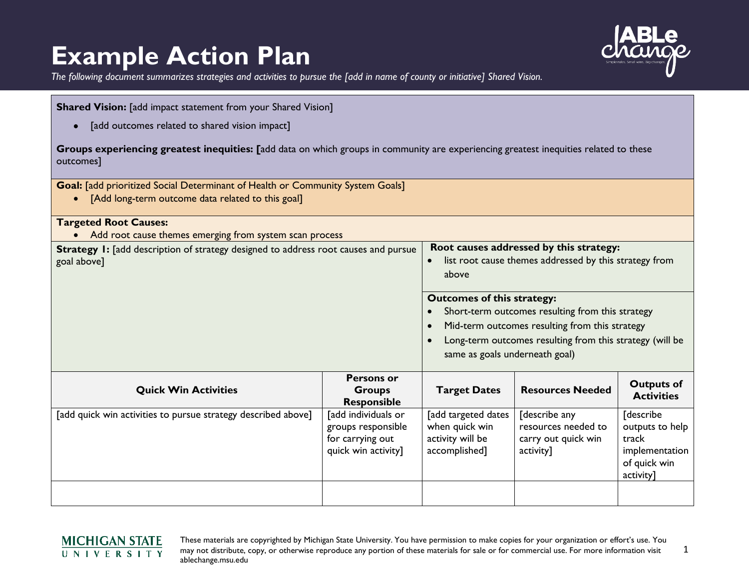# Example Action Plan

*The following document summarizes strategies and activities to pursue the [add in name of county or initiative] Shared Vision.*

**Shared Vision:** [add impact statement from your Shared Vision]

- [add outcomes related to shared vision impact]

**Groups experiencing greatest inequities: [**add data on which groups in community are experiencing greatest inequities related to these outcomes]

**Goal:** [add prioritized Social Determinant of Health or Community System Goals]

- [Add long-term outcome data related to this goal]

**Targeted Root Causes:**

- Add root cause themes emerging from system scan process

**Strategy 1:** [add description of strategy designed to address root causes and pursue goal above]

**Root causes addressed by this strategy:**

- list root cause themes addressed by this strategy from above

**Outcomes of this strategy:**

- Short-term outcomes resulting from this strategy
- Mid-term outcomes resulting from this strategy
- Long-term outcomes resulting from this strategy (will be same as goals underneath goal)

| Quick Win Activities | Persons or Groups Responsible | Target Dates | Resources Needed | Outputs of Activities |
|---|---|---|---|---|
| [add quick win activities to pursue strategy described above] | [add individuals or groups responsible for carrying out quick win activity] | [add targeted dates when quick win activity will be accomplished] | [describe any resources needed to carry out quick win activity] | [describe outputs to help track implementation of quick win activity] |
| | | | | |

These materials are copyrighted by Michigan State University. You have permission to make copies for your organization or effort's use. You may not distribute, copy, or otherwise reproduce any portion of these materials for sale or for commercial use. For more information visit ablechange.msu.edu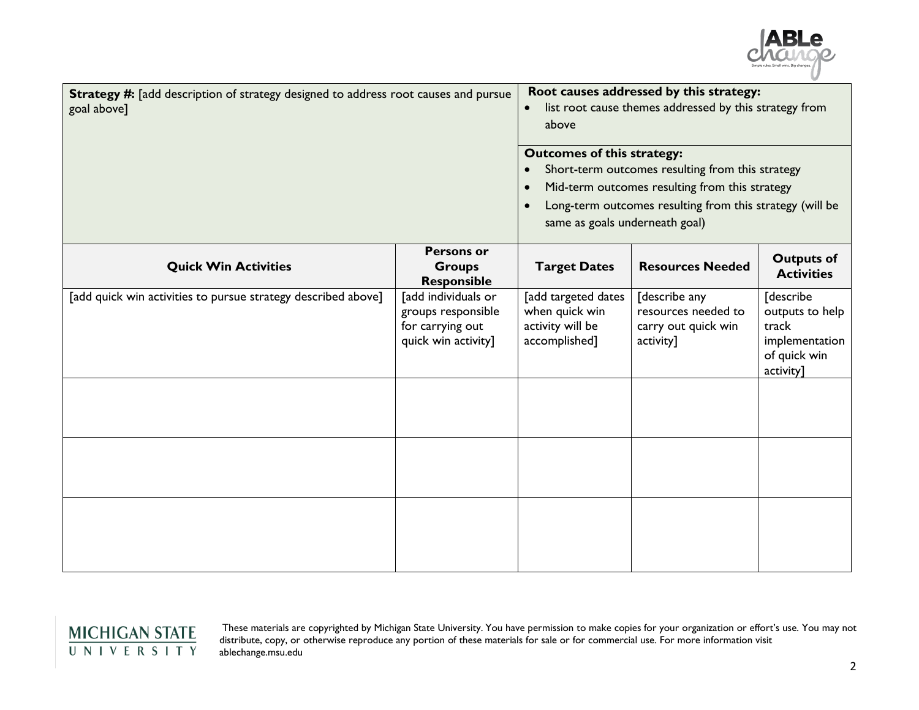| **Strategy #:** [add description of strategy designed to address root causes and pursue goal above] | | **Root causes addressed by this strategy:**<br>• list root cause themes addressed by this strategy from above<br><br>**Outcomes of this strategy:**<br>• Short-term outcomes resulting from this strategy<br>• Mid-term outcomes resulting from this strategy<br>• Long-term outcomes resulting from this strategy (will be same as goals underneath goal) | | |
|---|---|---|---|---|
| **Quick Win Activities** | **Persons or Groups Responsible** | **Target Dates** | **Resources Needed** | **Outputs of Activities** |
| [add quick win activities to pursue strategy described above] | [add individuals or groups responsible for carrying out quick win activity] | [add targeted dates when quick win activity will be accomplished] | [describe any resources needed to carry out quick win activity] | [describe outputs to help track implementation of quick win activity] |
| | | | | |
| | | | | |
| | | | | |

These materials are copyrighted by Michigan State University. You have permission to make copies for your organization or effort's use. You may not distribute, copy, or otherwise reproduce any portion of these materials for sale or for commercial use. For more information visit ablechange.msu.edu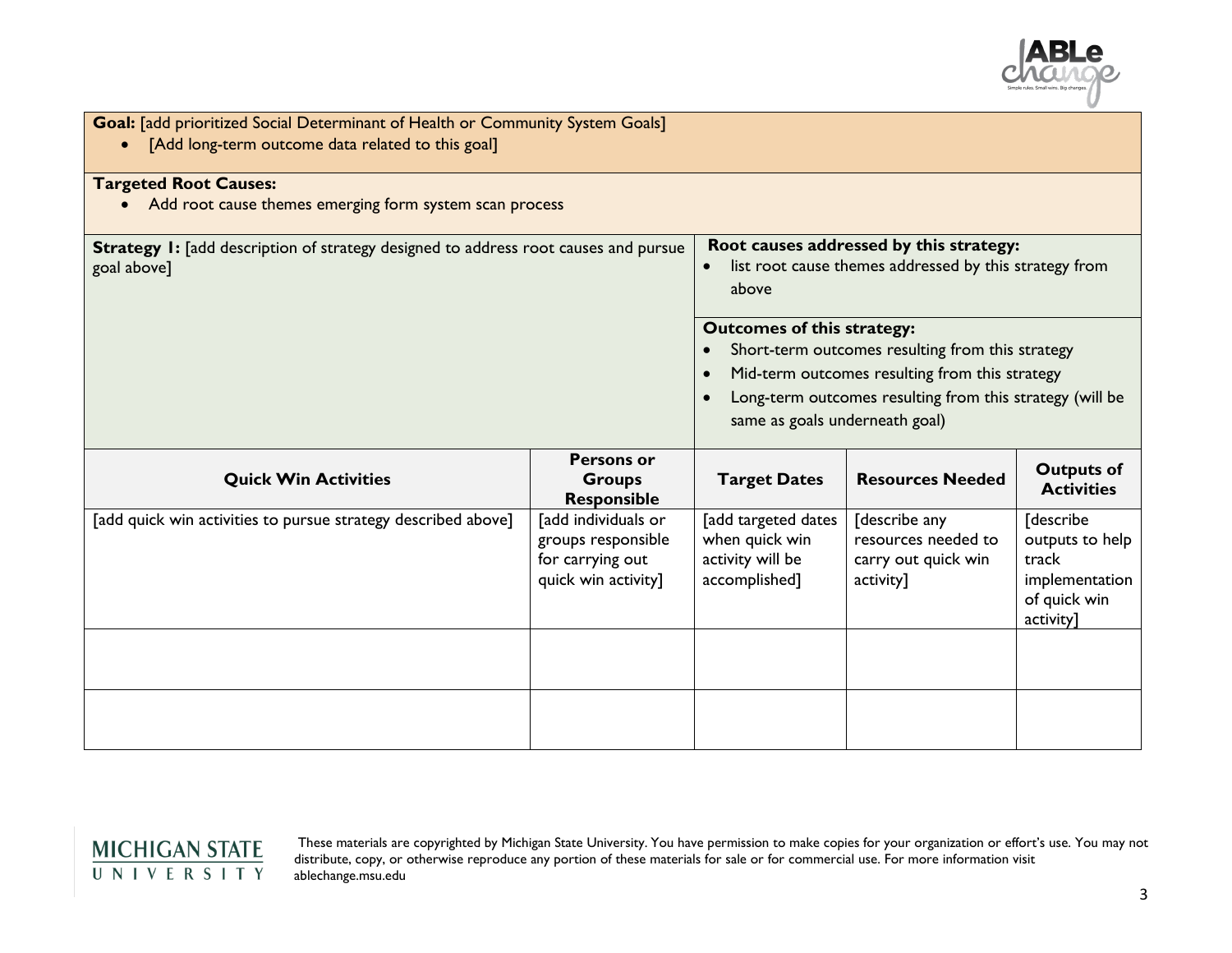**Goal:** [add prioritized Social Determinant of Health or Community System Goals]

- [Add long-term outcome data related to this goal]

**Targeted Root Causes:**

- Add root cause themes emerging form system scan process

**Strategy 1:** [add description of strategy designed to address root causes and pursue goal above]

**Root causes addressed by this strategy:**

- list root cause themes addressed by this strategy from above

**Outcomes of this strategy:**

- Short-term outcomes resulting from this strategy
- Mid-term outcomes resulting from this strategy
- Long-term outcomes resulting from this strategy (will be same as goals underneath goal)

| Quick Win Activities | Persons or Groups Responsible | Target Dates | Resources Needed | Outputs of Activities |
|---|---|---|---|---|
| [add quick win activities to pursue strategy described above] | [add individuals or groups responsible for carrying out quick win activity] | [add targeted dates when quick win activity will be accomplished] | [describe any resources needed to carry out quick win activity] | [describe outputs to help track implementation of quick win activity] |
| | | | | |
| | | | | |

These materials are copyrighted by Michigan State University. You have permission to make copies for your organization or effort's use. You may not distribute, copy, or otherwise reproduce any portion of these materials for sale or for commercial use. For more information visit ablechange.msu.edu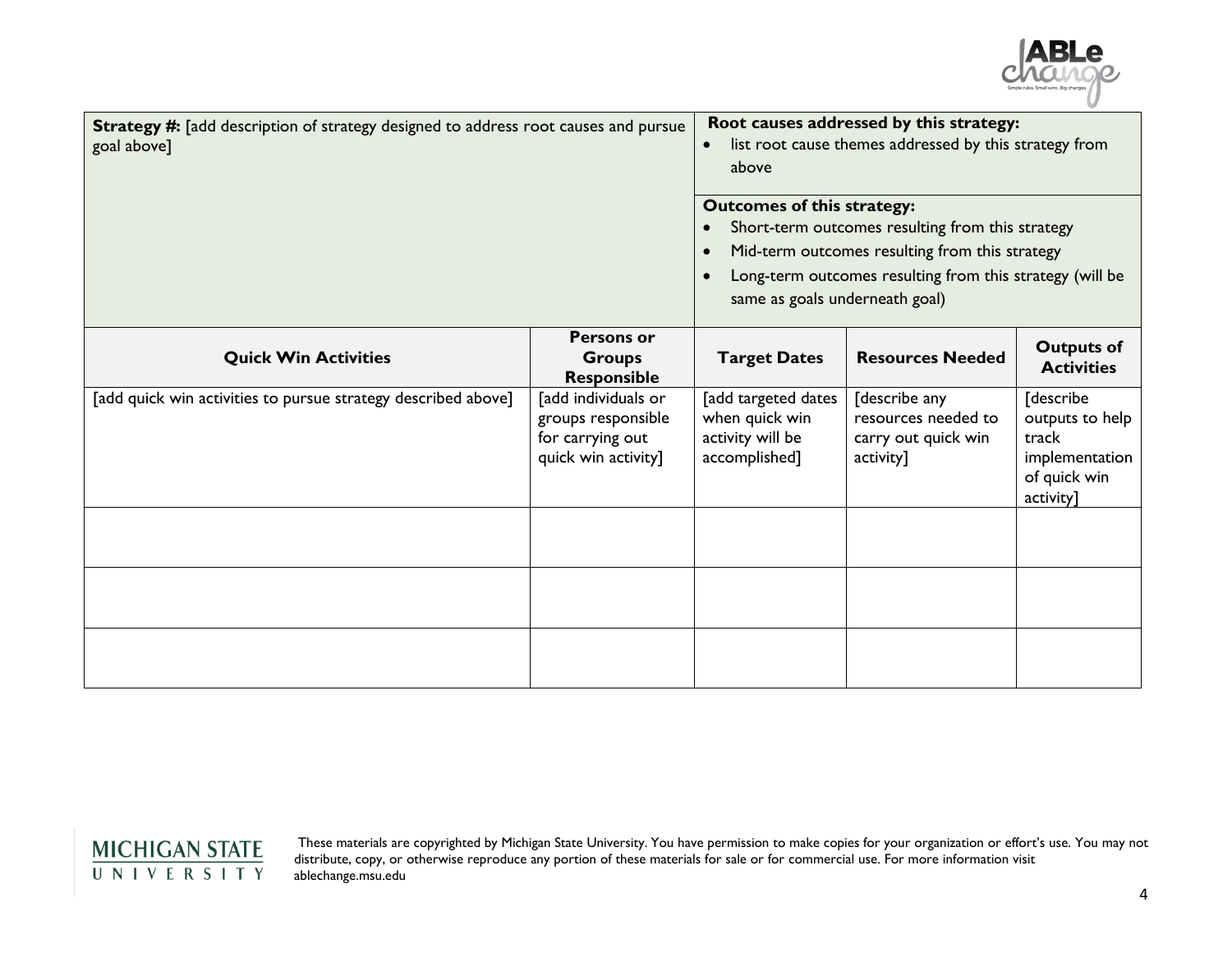| **Strategy #:** [add description of strategy designed to address root causes and pursue goal above] | | **Root causes addressed by this strategy:**<br>• list root cause themes addressed by this strategy from above<br><br>**Outcomes of this strategy:**<br>• Short-term outcomes resulting from this strategy<br>• Mid-term outcomes resulting from this strategy<br>• Long-term outcomes resulting from this strategy (will be same as goals underneath goal) | | |
|---|---|---|---|---|
| **Quick Win Activities** | **Persons or Groups Responsible** | **Target Dates** | **Resources Needed** | **Outputs of Activities** |
| [add quick win activities to pursue strategy described above] | [add individuals or groups responsible for carrying out quick win activity] | [add targeted dates when quick win activity will be accomplished] | [describe any resources needed to carry out quick win activity] | [describe outputs to help track implementation of quick win activity] |
| | | | | |
| | | | | |
| | | | | |

These materials are copyrighted by Michigan State University. You have permission to make copies for your organization or effort's use. You may not distribute, copy, or otherwise reproduce any portion of these materials for sale or for commercial use. For more information visit ablechange.msu.edu